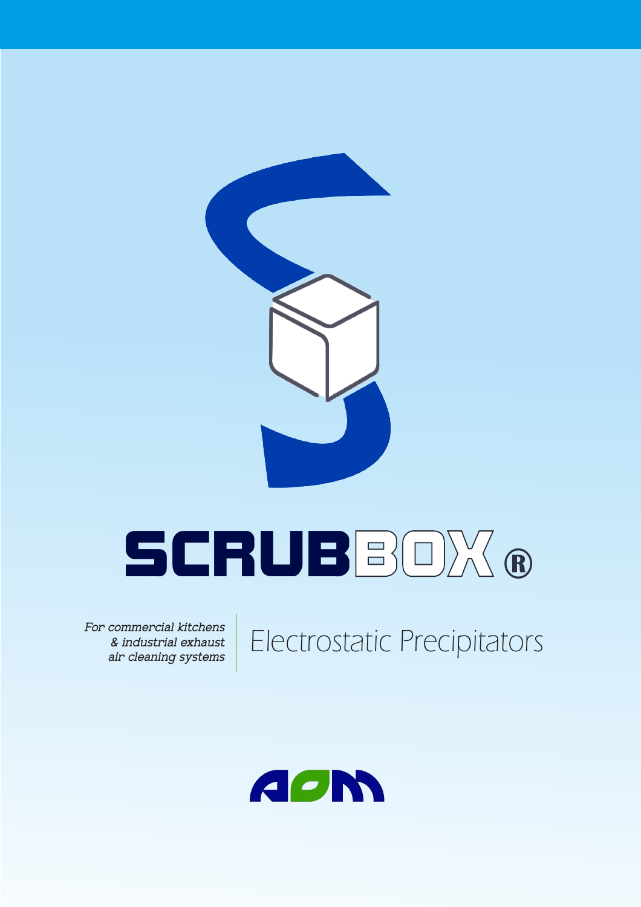# SCRUBBOX®

*For commercial kitchens & industrial exhaust air cleaning systems*

Electrostatic Precipitators

AOM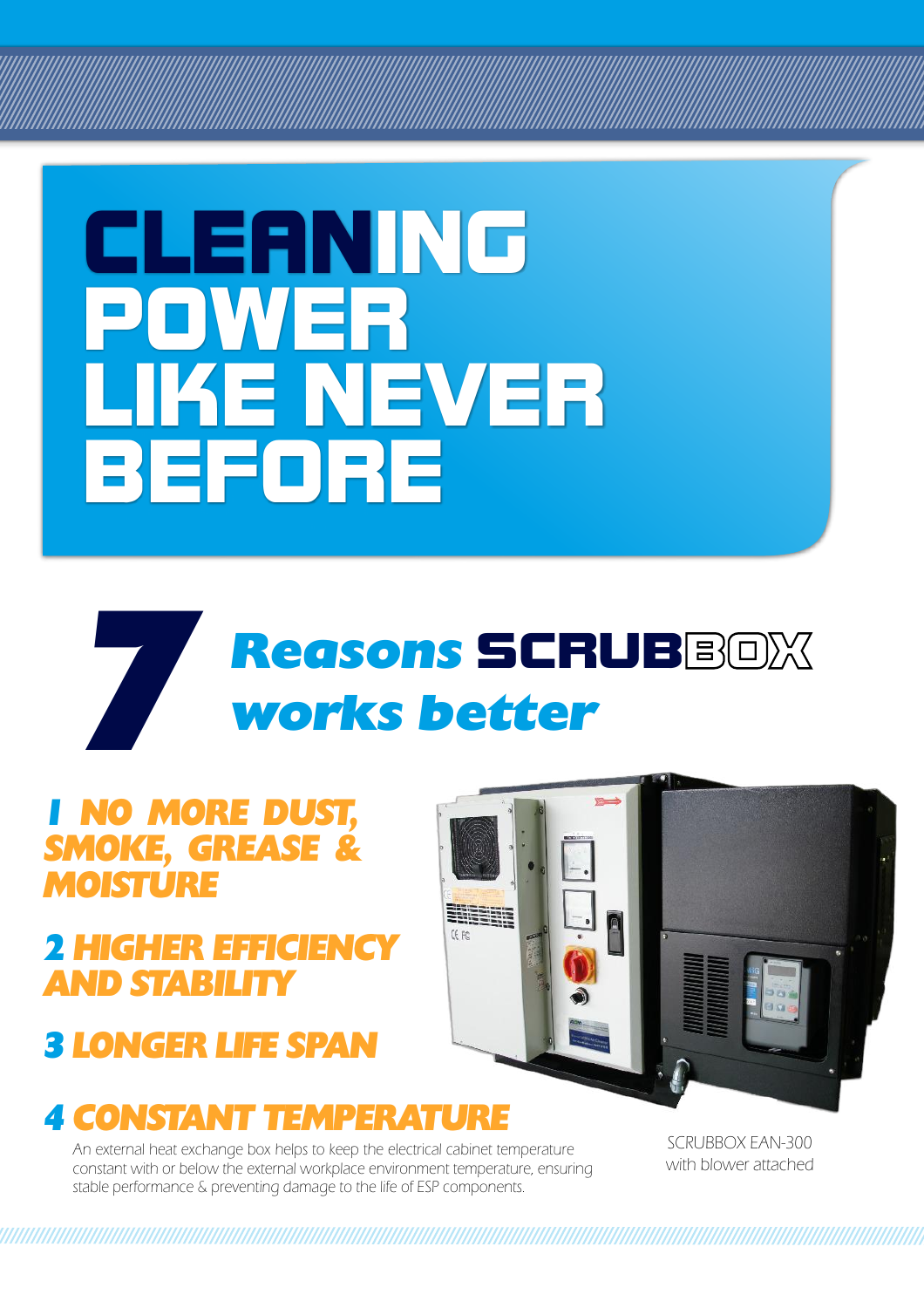# CLEANING POWER LIKE NEVER BEFORE

## 7 Reasons SCRUBBOX works better

### 1 NO MORE DUST, SMOKE, GREASE & MOISTURE

### 2 HIGHER EFFICIENCY AND STABILITY

### 3 LONGER LIFE SPAN

### 4 CONSTANT TEMPERATURE

An external heat exchange box helps to keep the electrical cabinet temperature constant with or below the external workplace environment temperature, ensuring stable performance & preventing damage to the life of ESP components.

SCRUBBOX EAN-300 with blower attached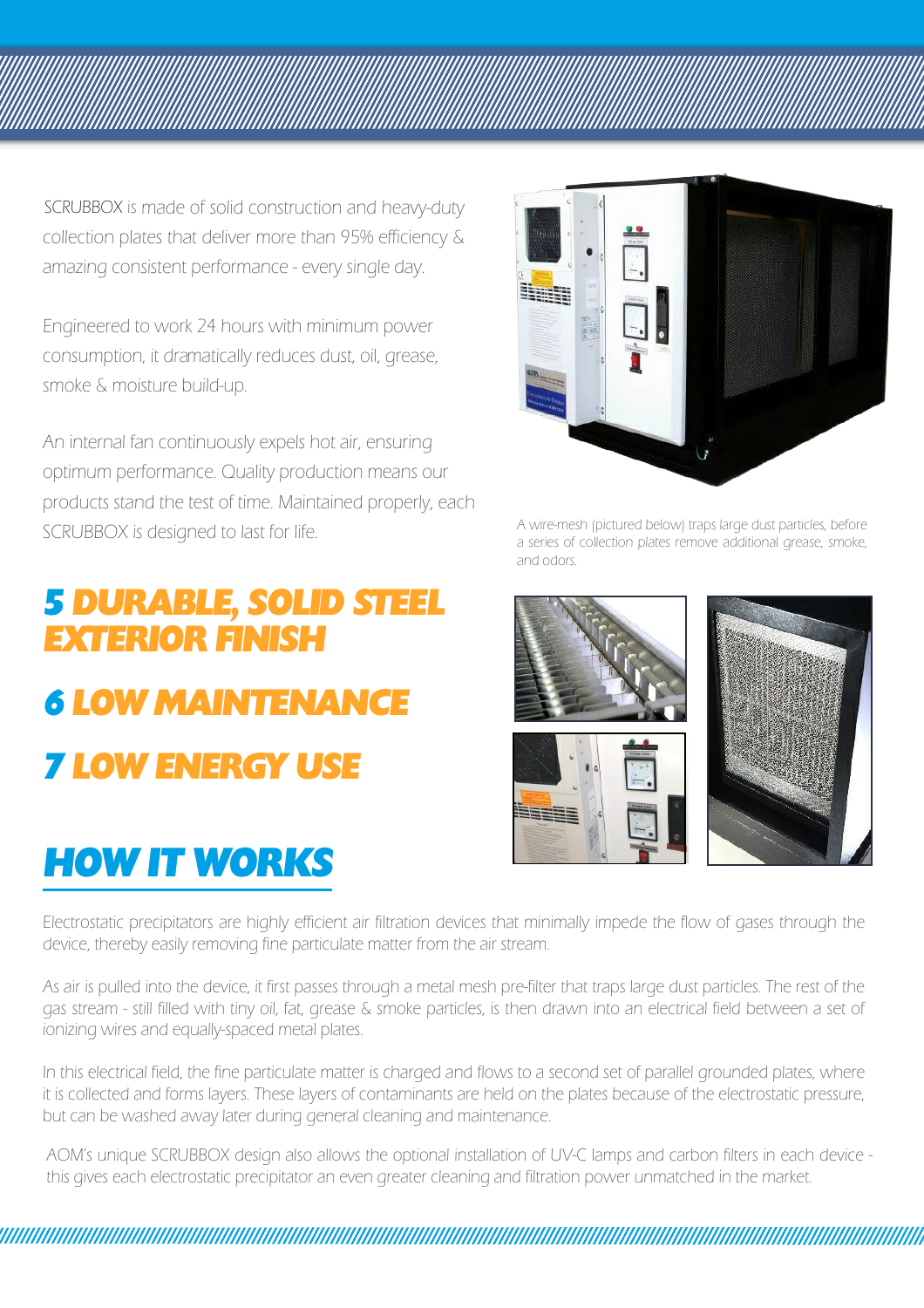SCRUBBOX is made of solid construction and heavy-duty collection plates that deliver more than 95% efficiency & amazing consistent performance - every single day.

Engineered to work 24 hours with minimum power consumption, it dramatically reduces dust, oil, grease, smoke & moisture build-up.

An internal fan continuously expels hot air, ensuring optimum performance. Quality production means our products stand the test of time. Maintained properly, each SCRUBBOX is designed to last for life.

A wire-mesh (pictured below) traps large dust particles, before a series of collection plates remove additional grease, smoke, and odors.

## 5 DURABLE, SOLID STEEL EXTERIOR FINISH

## 6 LOW MAINTENANCE

## 7 LOW ENERGY USE

# HOW IT WORKS

Electrostatic precipitators are highly efficient air filtration devices that minimally impede the flow of gases through the device, thereby easily removing fine particulate matter from the air stream.

As air is pulled into the device, it first passes through a metal mesh pre-filter that traps large dust particles. The rest of the gas stream - still filled with tiny oil, fat, grease & smoke particles, is then drawn into an electrical field between a set of ionizing wires and equally-spaced metal plates.

In this electrical field, the fine particulate matter is charged and flows to a second set of parallel grounded plates, where it is collected and forms layers. These layers of contaminants are held on the plates because of the electrostatic pressure, but can be washed away later during general cleaning and maintenance.

AOM's unique SCRUBBOX design also allows the optional installation of UV-C lamps and carbon filters in each device - this gives each electrostatic precipitator an even greater cleaning and filtration power unmatched in the market.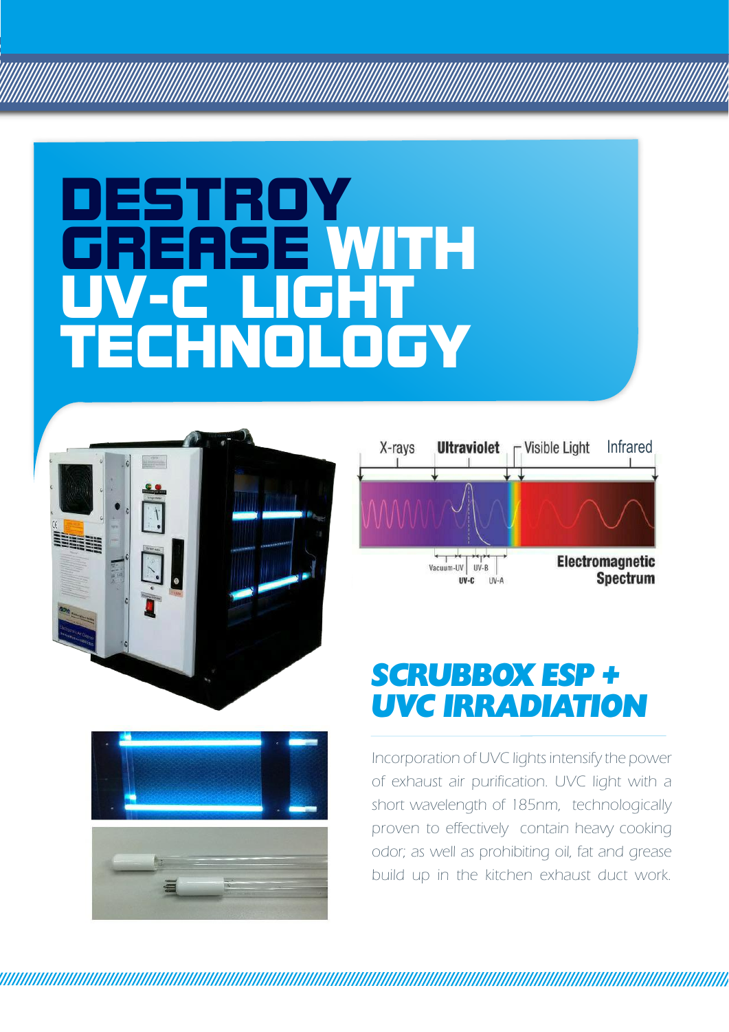# DESTROY GREASE WITH UV-C LIGHT TECHNOLOGY

## SCRUBBOX ESP + UVC IRRADIATION

Incorporation of UVC lights intensify the power of exhaust air purification. UVC light with a short wavelength of 185nm, technologically proven to effectively contain heavy cooking odor; as well as prohibiting oil, fat and grease build up in the kitchen exhaust duct work.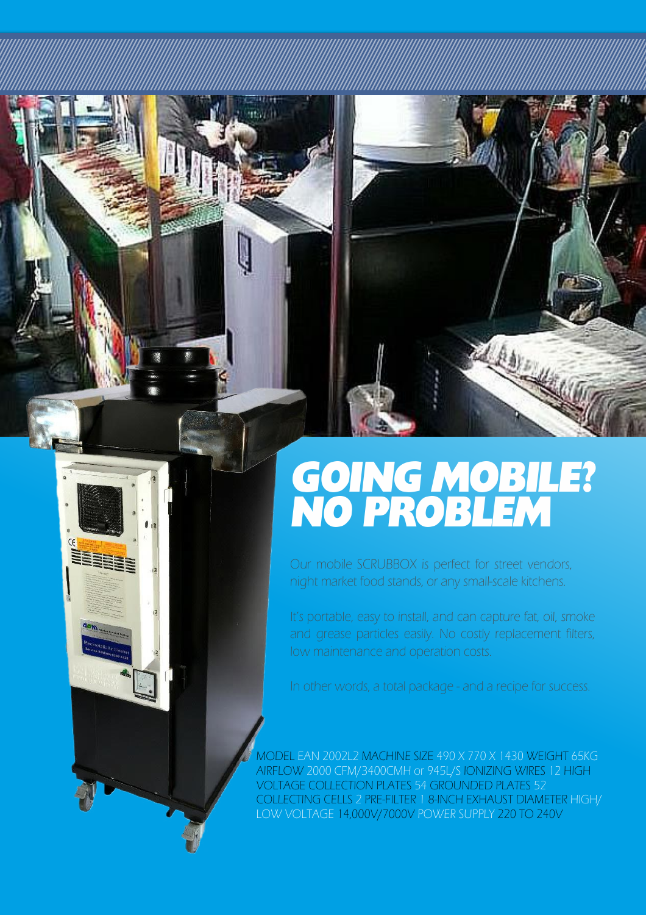# GOING MOBILE? NO PROBLEM

Our mobile SCRUBBOX is perfect for street vendors, night market food stands, or any small-scale kitchens.

It's portable, easy to install, and can capture fat, oil, smoke and grease particles easily. No costly replacement filters, low maintenance and operation costs.

In other words, a total package - and a recipe for success.

MODEL EAN 2002L2 MACHINE SIZE 490 X 770 X 1430 WEIGHT 65KG AIRFLOW 2000 CFM/3400CMH or 945L/S IONIZING WIRES 12 HIGH VOLTAGE COLLECTION PLATES 54 GROUNDED PLATES 52 COLLECTING CELLS 2 PRE-FILTER 1 8-INCH EXHAUST DIAMETER HIGH/LOW VOLTAGE 14,000V/7000V POWER SUPPLY 220 TO 240V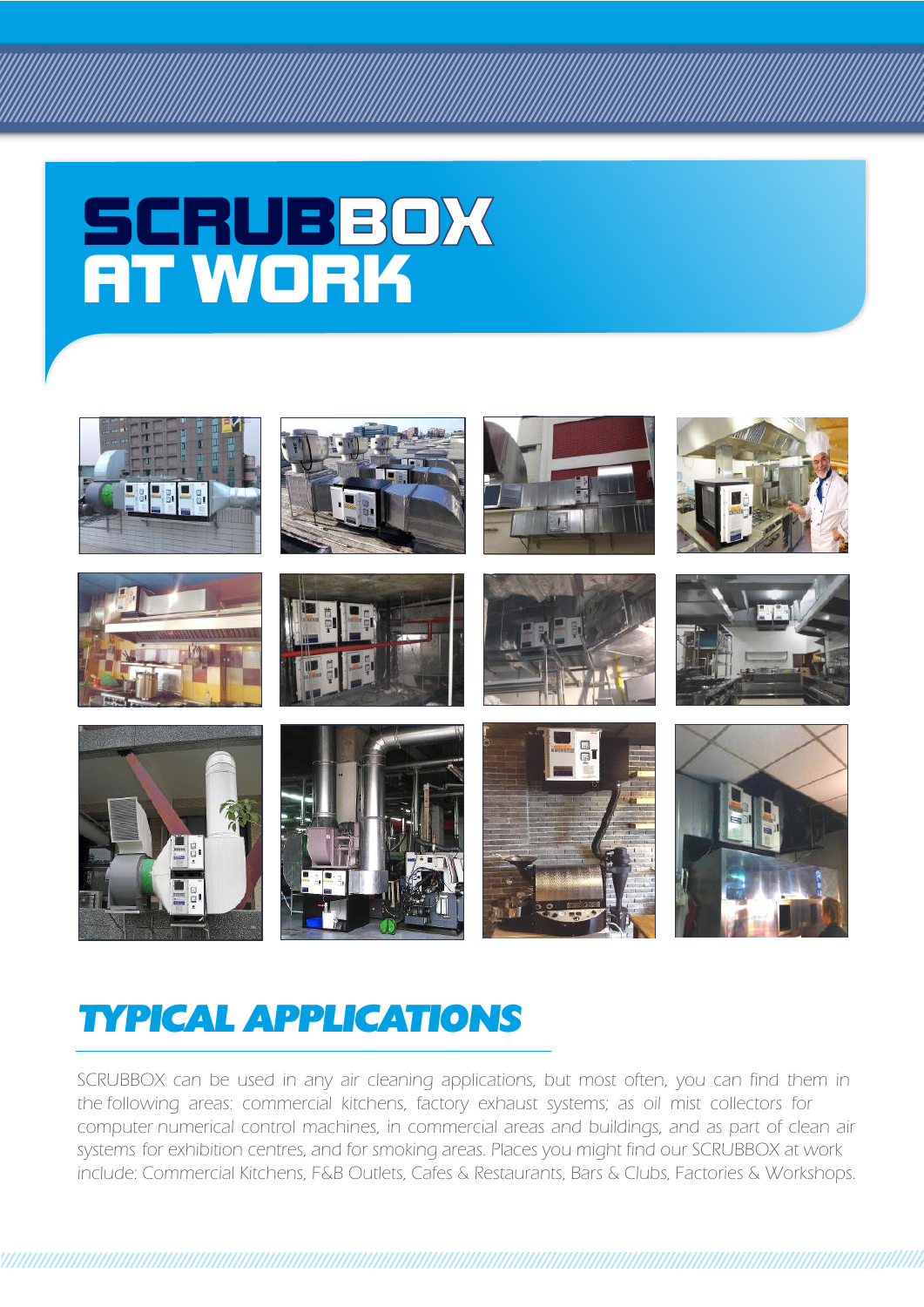# SCRUBBOX AT WORK

## TYPICAL APPLICATIONS

SCRUBBOX can be used in any air cleaning applications, but most often, you can find them in the following areas: commercial kitchens, factory exhaust systems; as oil mist collectors for computer numerical control machines, in commercial areas and buildings, and as part of clean air systems for exhibition centres, and for smoking areas. Places you might find our SCRUBBOX at work include: Commercial Kitchens, F&B Outlets, Cafes & Restaurants, Bars & Clubs, Factories & Workshops.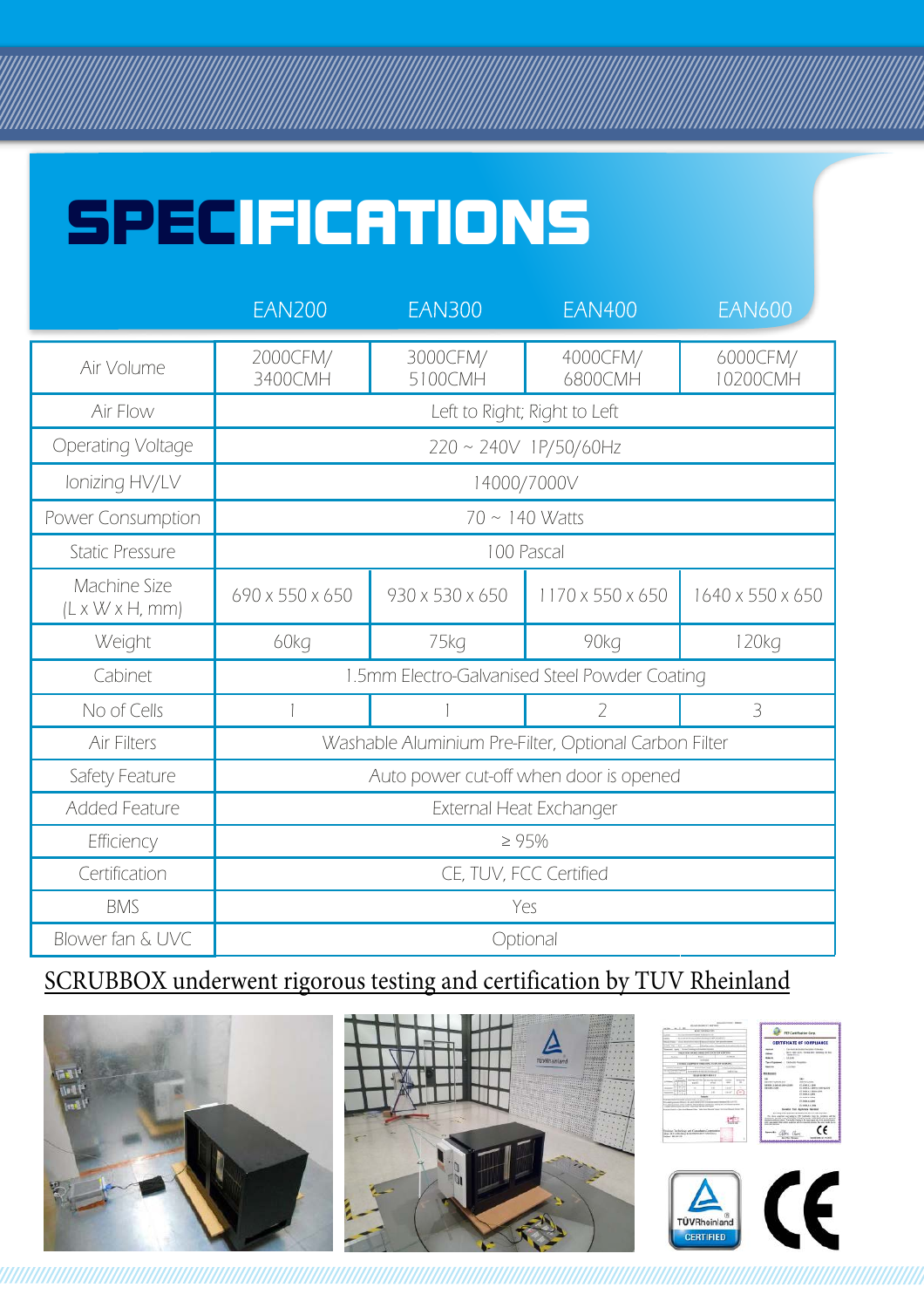# SPECIFICATIONS

| | EAN200 | EAN300 | EAN400 | EAN600 |
|---|---|---|---|---|
| Air Volume | 2000CFM/ 3400CMH | 3000CFM/ 5100CMH | 4000CFM/ 6800CMH | 6000CFM/ 10200CMH |
| Air Flow | Left to Right; Right to Left | | | |
| Operating Voltage | 220 ~ 240V 1P/50/60Hz | | | |
| Ionizing HV/LV | 14000/7000V | | | |
| Power Consumption | 70 ~ 140 Watts | | | |
| Static Pressure | 100 Pascal | | | |
| Machine Size (L x W x H, mm) | 690 x 550 x 650 | 930 x 530 x 650 | 1170 x 550 x 650 | 1640 x 550 x 650 |
| Weight | 60kg | 75kg | 90kg | 120kg |
| Cabinet | 1.5mm Electro-Galvanised Steel Powder Coating | | | |
| No of Cells | 1 | 1 | 2 | 3 |
| Air Filters | Washable Aluminium Pre-Filter, Optional Carbon Filter | | | |
| Safety Feature | Auto power cut-off when door is opened | | | |
| Added Feature | External Heat Exchanger | | | |
| Efficiency | ≥ 95% | | | |
| Certification | CE, TUV, FCC Certified | | | |
| BMS | Yes | | | |
| Blower fan & UVC | Optional | | | |

SCRUBBOX underwent rigorous testing and certification by TUV Rheinland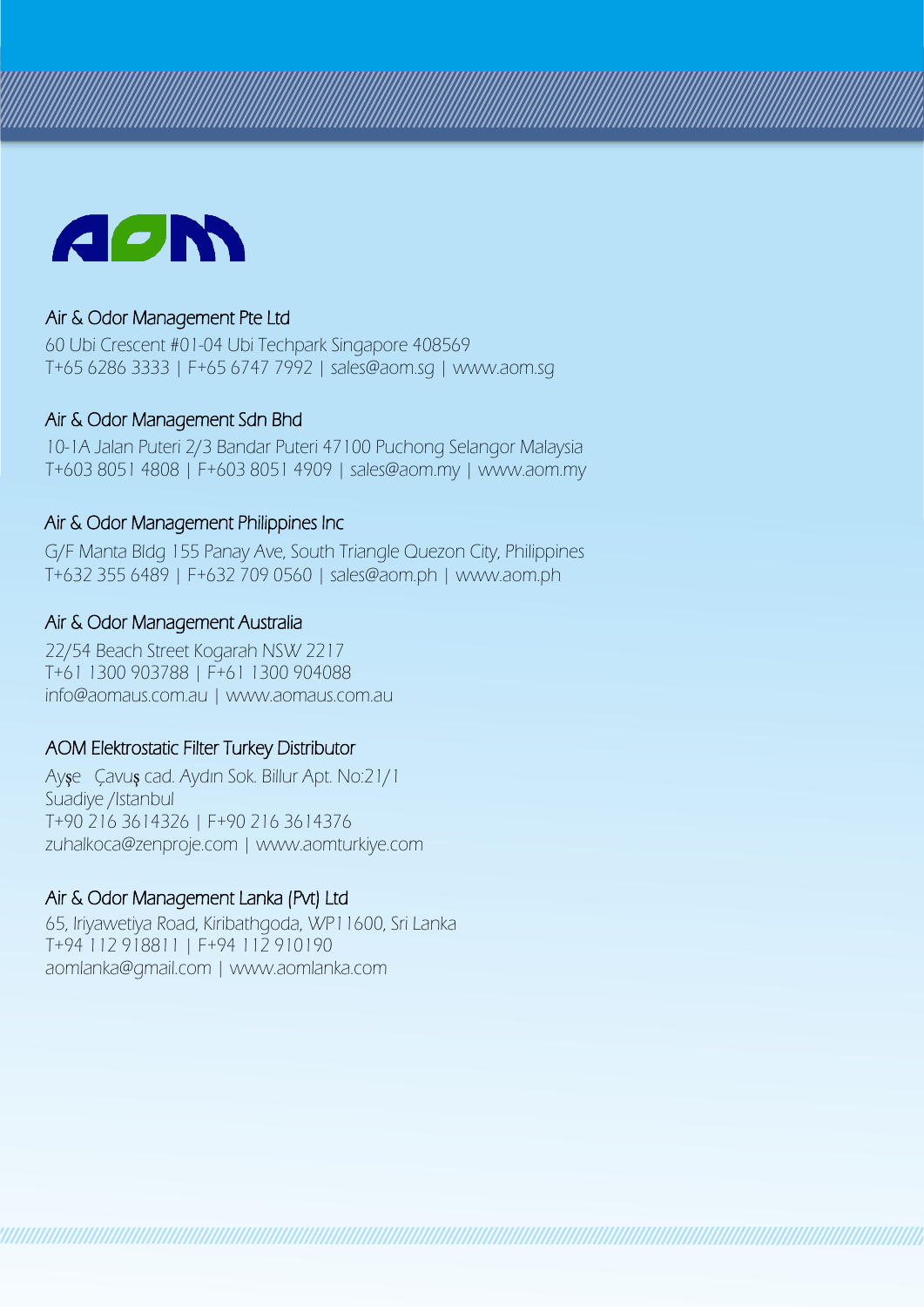AOM

Air & Odor Management Pte Ltd
60 Ubi Crescent #01-04 Ubi Techpark Singapore 408569
T+65 6286 3333 | F+65 6747 7992 | sales@aom.sg | www.aom.sg

Air & Odor Management Sdn Bhd
10-1A Jalan Puteri 2/3 Bandar Puteri 47100 Puchong Selangor Malaysia
T+603 8051 4808 | F+603 8051 4909 | sales@aom.my | www.aom.my

Air & Odor Management Philippines Inc
G/F Manta Bldg 155 Panay Ave, South Triangle Quezon City, Philippines
T+632 355 6489 | F+632 709 0560 | sales@aom.ph | www.aom.ph

Air & Odor Management Australia
22/54 Beach Street Kogarah NSW 2217
T+61 1300 903788 | F+61 1300 904088
info@aomaus.com.au | www.aomaus.com.au

AOM Elektrostatic Filter Turkey Distributor
Ayşe Çavuş cad. Aydın Sok. Billur Apt. No:21/1
Suadiye /Istanbul
T+90 216 3614326 | F+90 216 3614376
zuhalkoca@zenproje.com | www.aomturkiye.com

Air & Odor Management Lanka (Pvt) Ltd
65, Iriyawetiya Road, Kiribathgoda, WP11600, Sri Lanka
T+94 112 918811 | F+94 112 910190
aomlanka@gmail.com | www.aomlanka.com